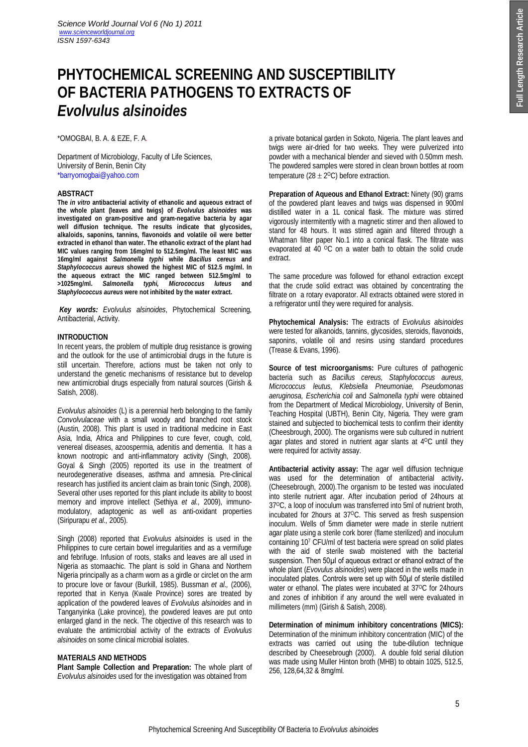# PHYTOCHEMICAL SCREENING AND SUSCEPTIBILITY OF BACTERIA PATHOGENS TO EXTRACTS OF *Evolvulus alsinoides*

*OMOGBAI, B. A. & EZE, F. A.

Department of Microbiology, Faculty of Life Sciences, University of Benin, Benin City
*barryomogbai@yahoo.com

## ABSTRACT

**The *in vitro* antibacterial activity of ethanolic and aqueous extract of the whole plant (leaves and twigs) of *Evolvulus alsinoides* was investigated on gram-positive and gram-negative bacteria by agar well diffusion technique. The results indicate that glycosides, alkaloids, saponins, tannins, flavonoids and volatile oil were better extracted in ethanol than water. The ethanolic extract of the plant had MIC values ranging from 16mg/ml to 512.5mg/ml. The least MIC was 16mg/ml against *Salmonella typhi* while *Bacillus cereus* and *Staphylococcus aureus* showed the highest MIC of 512.5 mg/ml. In the aqueous extract the MIC ranged between 512.5mg/ml to >1025mg/ml. *Salmonella typhi, Micrococcus luteus* and *Staphylococcus aureus* were not inhibited by the water extract.**

***Key words:*** *Evolvulus alsinoides*, Phytochemical Screening, Antibacterial, Activity.

## INTRODUCTION

In recent years, the problem of multiple drug resistance is growing and the outlook for the use of antimicrobial drugs in the future is still uncertain. Therefore, actions must be taken not only to understand the genetic mechanisms of resistance but to develop new antimicrobial drugs especially from natural sources (Girish & Satish, 2008).

*Evolvulus alsinoides* (L) is a perennial herb belonging to the family *Convolvulaceae* with a small woody and branched root stock (Austin, 2008). This plant is used in traditional medicine in East Asia, India, Africa and Philippines to cure fever, cough, cold, venereal diseases, azoospermia, adenitis and dementia. It has a known nootropic and anti-inflammatory activity (Singh, 2008). Goyal & Singh (2005) reported its use in the treatment of neurodegenerative diseases, asthma and amnesia. Pre-clinical research has justified its ancient claim as brain tonic (Singh, 2008). Several other uses reported for this plant include its ability to boost memory and improve intellect (Sethiya *et al.,* 2009), immuno-modulatory, adaptogenic as well as anti-oxidant properties (Siripurapu *et al.,* 2005).

Singh (2008) reported that *Evolvulus alsinoides* is used in the Philippines to cure certain bowel irregularities and as a vermifuge and febrifuge. Infusion of roots, stalks and leaves are all used in Nigeria as stomaachic. The plant is sold in Ghana and Northern Nigeria principally as a charm worn as a girdle or circlet on the arm to procure love or favour (Burkill, 1985). Bussman *et al.,* (2006), reported that in Kenya (Kwale Province) sores are treated by application of the powdered leaves of *Evolvulus alsinoides* and in Tanganyinka (Lake province), the powdered leaves are put onto enlarged gland in the neck. The objective of this research was to evaluate the antimicrobial activity of the extracts of *Evolvulus alsinoides* on some clinical microbial isolates.

## MATERIALS AND METHODS

**Plant Sample Collection and Preparation:** The whole plant of *Evolvulus alsinoides* used for the investigation was obtained from a private botanical garden in Sokoto, Nigeria. The plant leaves and twigs were air-dried for two weeks. They were pulverized into powder with a mechanical blender and sieved with 0.50mm mesh. The powdered samples were stored in clean brown bottles at room temperature (28 ± 2$^{O}$C) before extraction.

**Preparation of Aqueous and Ethanol Extract:** Ninety (90) grams of the powdered plant leaves and twigs was dispensed in 900ml distilled water in a 1L conical flask. The mixture was stirred vigorously intermittently with a magnetic stirrer and then allowed to stand for 48 hours. It was stirred again and filtered through a Whatman filter paper No.1 into a conical flask. The filtrate was evaporated at 40 $^{O}$C on a water bath to obtain the solid crude extract.

The same procedure was followed for ethanol extraction except that the crude solid extract was obtained by concentrating the filtrate on a rotary evaporator. All extracts obtained were stored in a refrigerator until they were required for analysis.

**Phytochemical Analysis:** The extracts of *Evolvulus alsinoides* were tested for alkanoids, tannins, glycosides, steroids, flavonoids, saponins, volatile oil and resins using standard procedures (Trease & Evans, 1996).

**Source of test microorganisms:** Pure cultures of pathogenic bacteria such as *Bacillus cereus, Staphylococcus aureus, Micrococcus leutus, Klebsiella Pneumoniae, Pseudomonas aeruginosa, Escherichia coli* and *Salmonella typhi* were obtained from the Department of Medical Microbiology, University of Benin, Teaching Hospital (UBTH), Benin City, Nigeria. They were gram stained and subjected to biochemical tests to confirm their identity (Cheesbrough, 2000). The organisms were sub cultured in nutrient agar plates and stored in nutrient agar slants at 4$^{O}$C until they were required for activity assay.

**Antibacterial activity assay:** The agar well diffusion technique was used for the determination of antibacterial activity**.** (Cheesebrough, 2000).The organism to be tested was inoculated into sterile nutrient agar. After incubation period of 24hours at 37$^{O}$C, a loop of inoculum was transferred into 5ml of nutrient broth, incubated for 2hours at 37$^{O}$C. This served as fresh suspension inoculum. Wells of 5mm diameter were made in sterile nutrient agar plate using a sterile cork borer (flame sterilized) and inoculum containing $10^{7}$ CFU/ml of test bacteria were spread on solid plates with the aid of sterile swab moistened with the bacterial suspension. Then 50µl of aqueous extract or ethanol extract of the whole plant (*Evolvulus alsinoides*) were placed in the wells made in inoculated plates. Controls were set up with 50µl of sterile distilled water or ethanol. The plates were incubated at 37$^{O}$C for 24hours and zones of inhibition if any around the well were evaluated in millimeters (mm) (Girish & Satish, 2008).

**Determination of minimum inhibitory concentrations (MICS):** Determination of the minimum inhibitory concentration (MIC) of the extracts was carried out using the tube-dilution technique described by Cheesebrough (2000). A double fold serial dilution was made using Muller Hinton broth (MHB) to obtain 1025, 512.5, 256, 128,64,32 & 8mg/ml.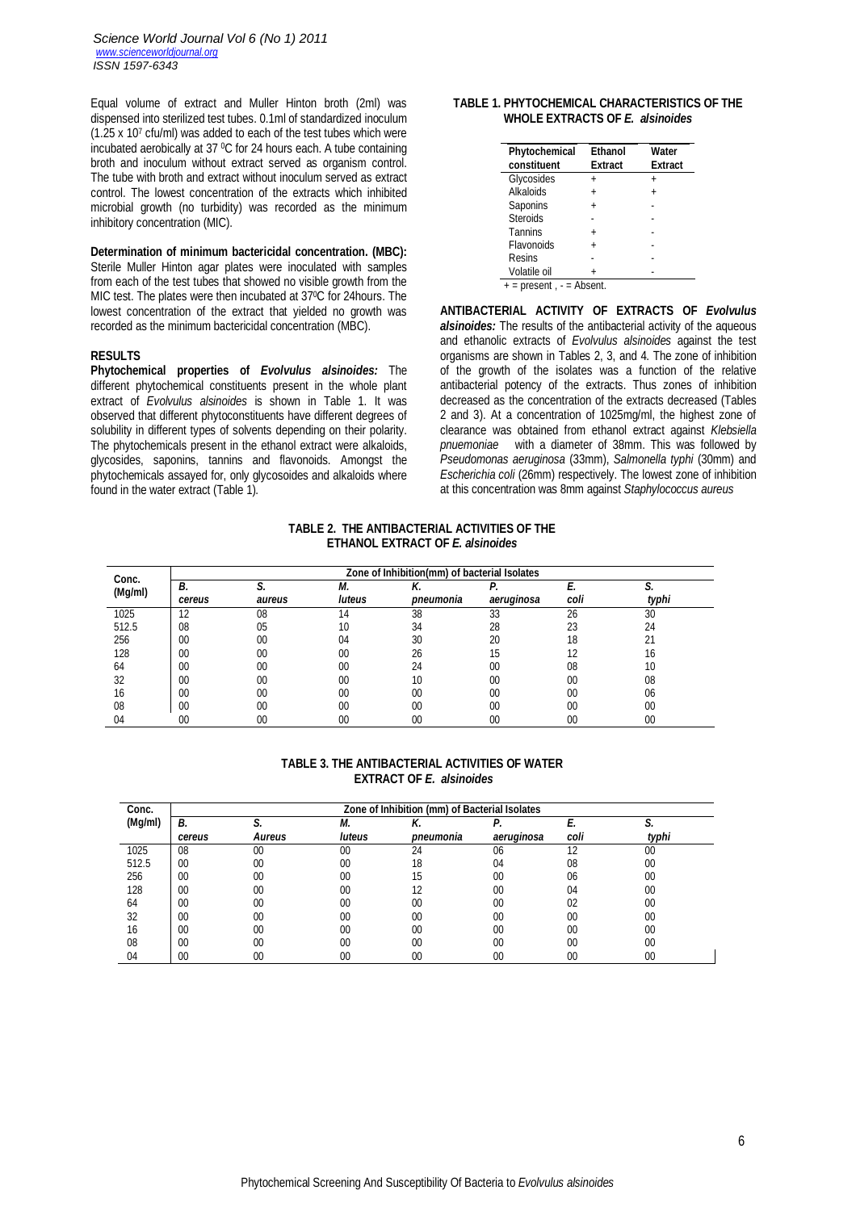Equal volume of extract and Muller Hinton broth (2ml) was dispensed into sterilized test tubes. 0.1ml of standardized inoculum ($1.25 \times 10^7$ cfu/ml) was added to each of the test tubes which were incubated aerobically at 37 $^0$C for 24 hours each. A tube containing broth and inoculum without extract served as organism control. The tube with broth and extract without inoculum served as extract control. The lowest concentration of the extracts which inhibited microbial growth (no turbidity) was recorded as the minimum inhibitory concentration (MIC).

**Determination of minimum bactericidal concentration. (MBC):** Sterile Muller Hinton agar plates were inoculated with samples from each of the test tubes that showed no visible growth from the MIC test. The plates were then incubated at 37$^0$C for 24hours. The lowest concentration of the extract that yielded no growth was recorded as the minimum bactericidal concentration (MBC).

## RESULTS

**Phytochemical properties of *Evolvulus alsinoides:*** The different phytochemical constituents present in the whole plant extract of *Evolvulus alsinoides* is shown in Table 1. It was observed that different phytoconstituents have different degrees of solubility in different types of solvents depending on their polarity. The phytochemicals present in the ethanol extract were alkaloids, glycosides, saponins, tannins and flavonoids. Amongst the phytochemicals assayed for, only glycosoides and alkaloids where found in the water extract (Table 1).

**TABLE 1. PHYTOCHEMICAL CHARACTERISTICS OF THE WHOLE EXTRACTS OF *E. alsinoides***

| Phytochemical constituent | Ethanol Extract | Water Extract |
|---|---|---|
| Glycosides | + | + |
| Alkaloids | + | + |
| Saponins | + | - |
| Steroids | - | - |
| Tannins | + | - |
| Flavonoids | + | - |
| Resins | - | - |
| Volatile oil | + | - |

+ = present , - = Absent.

**ANTIBACTERIAL ACTIVITY OF EXTRACTS OF *Evolvulus alsinoides:*** The results of the antibacterial activity of the aqueous and ethanolic extracts of *Evolvulus alsinoides* against the test organisms are shown in Tables 2, 3, and 4. The zone of inhibition of the growth of the isolates was a function of the relative antibacterial potency of the extracts. Thus zones of inhibition decreased as the concentration of the extracts decreased (Tables 2 and 3). At a concentration of 1025mg/ml, the highest zone of clearance was obtained from ethanol extract against *Klebsiella pnuemoniae* with a diameter of 38mm. This was followed by *Pseudomonas aeruginosa* (33mm), *Salmonella typhi* (30mm) and *Escherichia coli* (26mm) respectively. The lowest zone of inhibition at this concentration was 8mm against *Staphylococcus aureus*

**TABLE 2. THE ANTIBACTERIAL ACTIVITIES OF THE ETHANOL EXTRACT OF *E. alsinoides***

| Conc. (Mg/ml) | Zone of Inhibition(mm) of bacterial Isolates | | | | | | |
|---|---|---|---|---|---|---|---|
| | *B. cereus* | *S. aureus* | *M. luteus* | *K. pneumonia* | *P. aeruginosa* | *E. coli* | *S. typhi* |
| 1025 | 12 | 08 | 14 | 38 | 33 | 26 | 30 |
| 512.5 | 08 | 05 | 10 | 34 | 28 | 23 | 24 |
| 256 | 00 | 00 | 04 | 30 | 20 | 18 | 21 |
| 128 | 00 | 00 | 00 | 26 | 15 | 12 | 16 |
| 64 | 00 | 00 | 00 | 24 | 00 | 08 | 10 |
| 32 | 00 | 00 | 00 | 10 | 00 | 00 | 08 |
| 16 | 00 | 00 | 00 | 00 | 00 | 00 | 06 |
| 08 | 00 | 00 | 00 | 00 | 00 | 00 | 00 |
| 04 | 00 | 00 | 00 | 00 | 00 | 00 | 00 |

**TABLE 3. THE ANTIBACTERIAL ACTIVITIES OF WATER EXTRACT OF *E. alsinoides***

| Conc. (Mg/ml) | Zone of Inhibition (mm) of Bacterial Isolates | | | | | | |
|---|---|---|---|---|---|---|---|
| | *B. cereus* | *S. Aureus* | *M. luteus* | *K. pneumonia* | *P. aeruginosa* | *E. coli* | *S. typhi* |
| 1025 | 08 | 00 | 00 | 24 | 06 | 12 | 00 |
| 512.5 | 00 | 00 | 00 | 18 | 04 | 08 | 00 |
| 256 | 00 | 00 | 00 | 15 | 00 | 06 | 00 |
| 128 | 00 | 00 | 00 | 12 | 00 | 04 | 00 |
| 64 | 00 | 00 | 00 | 00 | 00 | 02 | 00 |
| 32 | 00 | 00 | 00 | 00 | 00 | 00 | 00 |
| 16 | 00 | 00 | 00 | 00 | 00 | 00 | 00 |
| 08 | 00 | 00 | 00 | 00 | 00 | 00 | 00 |
| 04 | 00 | 00 | 00 | 00 | 00 | 00 | 00 |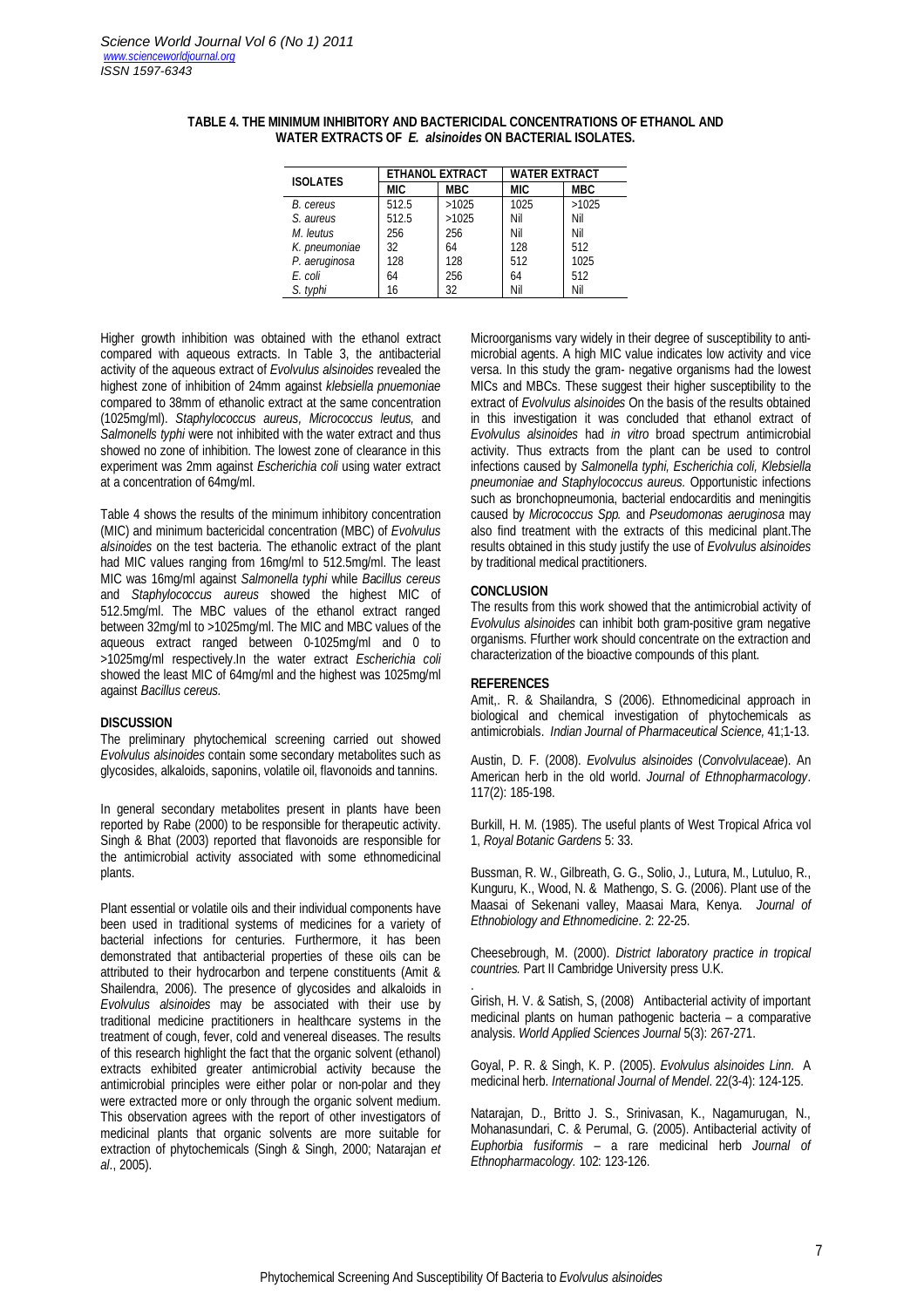**TABLE 4. THE MINIMUM INHIBITORY AND BACTERICIDAL CONCENTRATIONS OF ETHANOL AND WATER EXTRACTS OF *E. alsinoides* ON BACTERIAL ISOLATES.**

| ISOLATES | ETHANOL EXTRACT | | WATER EXTRACT | |
|---|---|---|---|---|
| | MIC | MBC | MIC | MBC |
| *B. cereus* | 512.5 | >1025 | 1025 | >1025 |
| *S. aureus* | 512.5 | >1025 | Nil | Nil |
| *M. leutus* | 256 | 256 | Nil | Nil |
| *K. pneumoniae* | 32 | 64 | 128 | 512 |
| *P. aeruginosa* | 128 | 128 | 512 | 1025 |
| *E. coli* | 64 | 256 | 64 | 512 |
| *S. typhi* | 16 | 32 | Nil | Nil |

Higher growth inhibition was obtained with the ethanol extract compared with aqueous extracts. In Table 3, the antibacterial activity of the aqueous extract of *Evolvulus alsinoides* revealed the highest zone of inhibition of 24mm against *klebsiella pnuemoniae* compared to 38mm of ethanolic extract at the same concentration (1025mg/ml). *Staphylococcus aureus, Micrococcus leutus,* and *Salmonells typhi* were not inhibited with the water extract and thus showed no zone of inhibition. The lowest zone of clearance in this experiment was 2mm against *Escherichia coli* using water extract at a concentration of 64mg/ml.

Table 4 shows the results of the minimum inhibitory concentration (MIC) and minimum bactericidal concentration (MBC) of *Evolvulus alsinoides* on the test bacteria. The ethanolic extract of the plant had MIC values ranging from 16mg/ml to 512.5mg/ml. The least MIC was 16mg/ml against *Salmonella typhi* while *Bacillus cereus* and *Staphylococcus aureus* showed the highest MIC of 512.5mg/ml. The MBC values of the ethanol extract ranged between 32mg/ml to >1025mg/ml. The MIC and MBC values of the aqueous extract ranged between 0-1025mg/ml and 0 to >1025mg/ml respectively.In the water extract *Escherichia coli* showed the least MIC of 64mg/ml and the highest was 1025mg/ml against *Bacillus cereus.*

**DISCUSSION**

The preliminary phytochemical screening carried out showed *Evolvulus alsinoides* contain some secondary metabolites such as glycosides, alkaloids, saponins, volatile oil, flavonoids and tannins.

In general secondary metabolites present in plants have been reported by Rabe (2000) to be responsible for therapeutic activity. Singh & Bhat (2003) reported that flavonoids are responsible for the antimicrobial activity associated with some ethnomedicinal plants.

Plant essential or volatile oils and their individual components have been used in traditional systems of medicines for a variety of bacterial infections for centuries. Furthermore, it has been demonstrated that antibacterial properties of these oils can be attributed to their hydrocarbon and terpene constituents (Amit & Shailendra, 2006). The presence of glycosides and alkaloids in *Evolvulus alsinoides* may be associated with their use by traditional medicine practitioners in healthcare systems in the treatment of cough, fever, cold and venereal diseases. The results of this research highlight the fact that the organic solvent (ethanol) extracts exhibited greater antimicrobial activity because the antimicrobial principles were either polar or non-polar and they were extracted more or only through the organic solvent medium. This observation agrees with the report of other investigators of medicinal plants that organic solvents are more suitable for extraction of phytochemicals (Singh & Singh, 2000; Natarajan *et al*., 2005).

Microorganisms vary widely in their degree of susceptibility to anti-microbial agents. A high MIC value indicates low activity and vice versa. In this study the gram- negative organisms had the lowest MICs and MBCs. These suggest their higher susceptibility to the extract of *Evolvulus alsinoides* On the basis of the results obtained in this investigation it was concluded that ethanol extract of *Evolvulus alsinoides* had *in vitro* broad spectrum antimicrobial activity. Thus extracts from the plant can be used to control infections caused by *Salmonella typhi, Escherichia coli, Klebsiella pneumoniae and Staphylococcus aureus.* Opportunistic infections such as bronchopneumonia, bacterial endocarditis and meningitis caused by *Micrococcus Spp.* and *Pseudomonas aeruginosa* may also find treatment with the extracts of this medicinal plant.The results obtained in this study justify the use of *Evolvulus alsinoides* by traditional medical practitioners.

**CONCLUSION**

The results from this work showed that the antimicrobial activity of *Evolvulus alsinoides* can inhibit both gram-positive gram negative organisms. Ffurther work should concentrate on the extraction and characterization of the bioactive compounds of this plant.

**REFERENCES**

Amit,. R. & Shailandra, S (2006). Ethnomedicinal approach in biological and chemical investigation of phytochemicals as antimicrobials. *Indian Journal of Pharmaceutical Science,* 41;1-13.

Austin, D. F. (2008). *Evolvulus alsinoides* (*Convolvulaceae*). An American herb in the old world. *Journal of Ethnopharmacology*. 117(2): 185-198.

Burkill, H. M. (1985). The useful plants of West Tropical Africa vol 1, *Royal Botanic Gardens* 5: 33.

Bussman, R. W., Gilbreath, G. G., Solio, J., Lutura, M., Lutuluo, R., Kunguru, K., Wood, N. & Mathengo, S. G. (2006). Plant use of the Maasai of Sekenani valley, Maasai Mara, Kenya. *Journal of Ethnobiology and Ethnomedicine*. 2: 22-25.

Cheesebrough, M. (2000). *District laboratory practice in tropical countries.* Part II Cambridge University press U.K.

Girish, H. V. & Satish, S, (2008) Antibacterial activity of important medicinal plants on human pathogenic bacteria – a comparative analysis. *World Applied Sciences Journal* 5(3): 267-271.

Goyal, P. R. & Singh, K. P. (2005). *Evolvulus alsinoides Linn*. A medicinal herb. *International Journal of Mendel*. 22(3-4): 124-125.

Natarajan, D., Britto J. S., Srinivasan, K., Nagamurugan, N., Mohanasundari, C. & Perumal, G. (2005). Antibacterial activity of *Euphorbia fusiformis* – a rare medicinal herb *Journal of Ethnopharmacology.* 102: 123-126.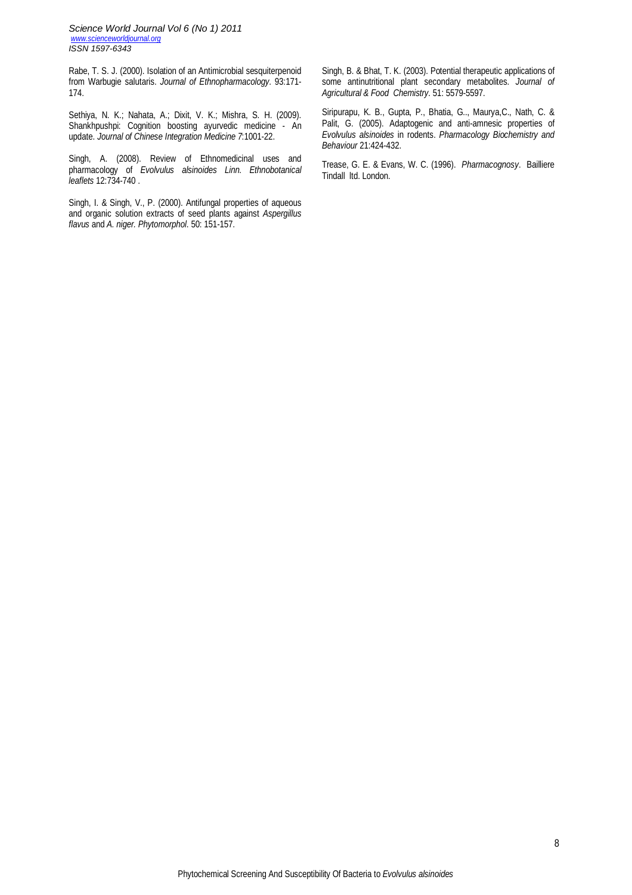Rabe, T. S. J. (2000). Isolation of an Antimicrobial sesquiterpenoid from Warbugie salutaris. *Journal of Ethnopharmacology*. 93:171-174.

Sethiya, N. K.; Nahata, A.; Dixit, V. K.; Mishra, S. H. (2009). Shankhpushpi: Cognition boosting ayurvedic medicine - An update. *Journal of Chinese Integration Medicine 7*:1001-22.

Singh, A. (2008). Review of Ethnomedicinal uses and pharmacology of *Evolvulus alsinoides Linn. Ethnobotanical leaflets* 12:734-740 .

Singh, I. & Singh, V., P. (2000). Antifungal properties of aqueous and organic solution extracts of seed plants against *Aspergillus flavus* and *A. niger. Phytomorphol*. 50: 151-157.

Singh, B. & Bhat, T. K. (2003). Potential therapeutic applications of some antinutritional plant secondary metabolites. *Journal of Agricultural & Food Chemistry*. 51: 5579-5597.

Siripurapu, K. B., Gupta, P., Bhatia, G.., Maurya,C., Nath, C. & Palit, G. (2005). Adaptogenic and anti-amnesic properties of *Evolvulus alsinoides* in rodents. *Pharmacology Biochemistry and Behaviour* 21:424-432.

Trease, G. E. & Evans, W. C. (1996). *Pharmacognosy*. Bailliere Tindall ltd. London.